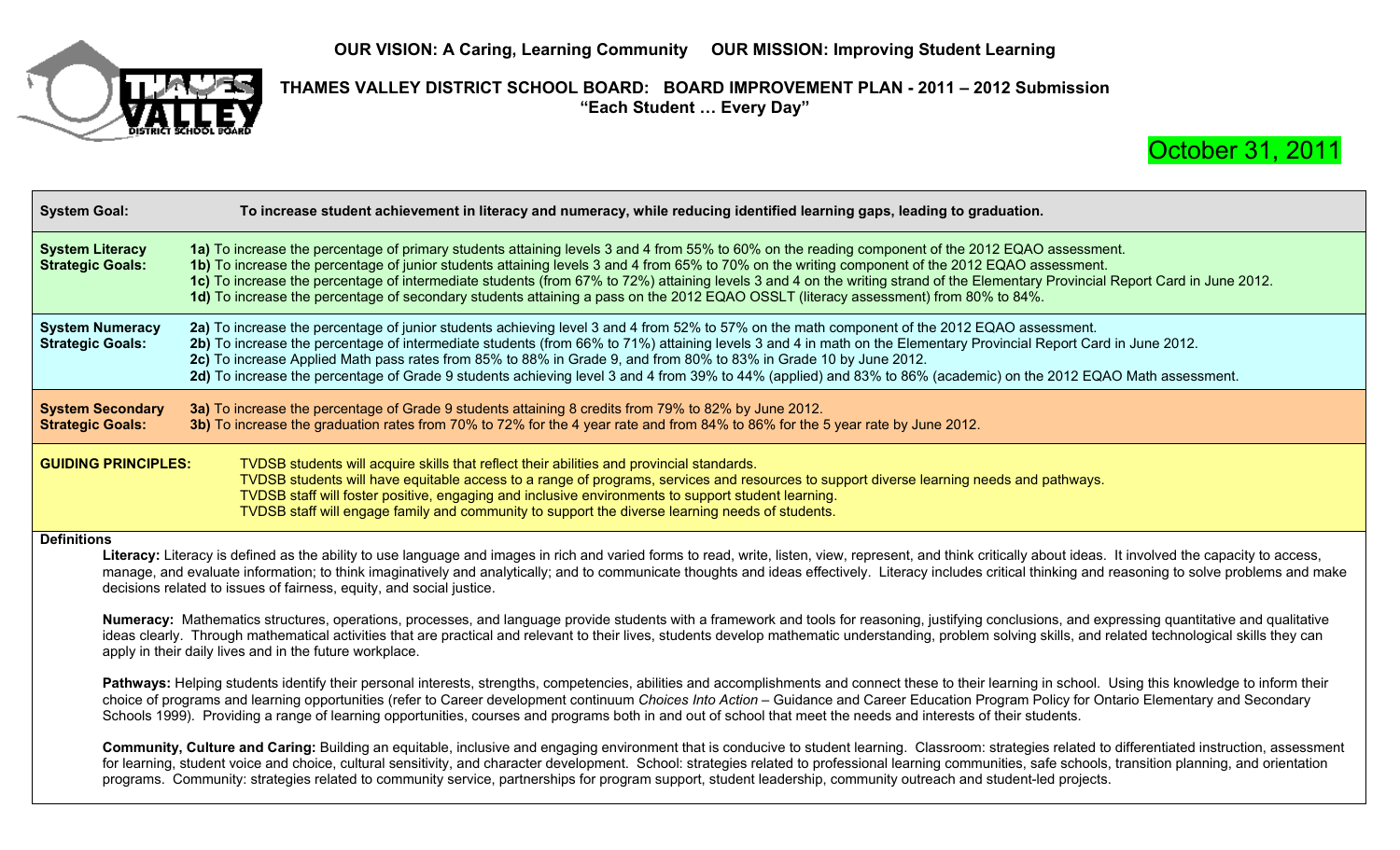**OUR VISION: A Caring, Learning Community OUR MISSION: Improving Student Learning**

# THAMES VALLEY DISTRICT SCHOOL BOARD: BOARD IMPROVEMENT PLAN - 2011 – 2012 Submission

**"Each Student … Every Day"**

October 31, 2011

| | |
|---|---|
| **System Goal:** | **To increase student achievement in literacy and numeracy, while reducing identified learning gaps, leading to graduation.** |
| **System Literacy Strategic Goals:** | **1a)** To increase the percentage of primary students attaining levels 3 and 4 from 55% to 60% on the reading component of the 2012 EQAO assessment.<br>**1b)** To increase the percentage of junior students attaining levels 3 and 4 from 65% to 70% on the writing component of the 2012 EQAO assessment.<br>**1c)** To increase the percentage of intermediate students (from 67% to 72%) attaining levels 3 and 4 on the writing strand of the Elementary Provincial Report Card in June 2012.<br>**1d)** To increase the percentage of secondary students attaining a pass on the 2012 EQAO OSSLT (literacy assessment) from 80% to 84%. |
| **System Numeracy Strategic Goals:** | **2a)** To increase the percentage of junior students achieving level 3 and 4 from 52% to 57% on the math component of the 2012 EQAO assessment.<br>**2b)** To increase the percentage of intermediate students (from 66% to 71%) attaining levels 3 and 4 in math on the Elementary Provincial Report Card in June 2012.<br>**2c)** To increase Applied Math pass rates from 85% to 88% in Grade 9, and from 80% to 83% in Grade 10 by June 2012.<br>**2d)** To increase the percentage of Grade 9 students achieving level 3 and 4 from 39% to 44% (applied) and 83% to 86% (academic) on the 2012 EQAO Math assessment. |
| **System Secondary Strategic Goals:** | **3a)** To increase the percentage of Grade 9 students attaining 8 credits from 79% to 82% by June 2012.<br>**3b)** To increase the graduation rates from 70% to 72% for the 4 year rate and from 84% to 86% for the 5 year rate by June 2012. |
| **GUIDING PRINCIPLES:** | TVDSB students will acquire skills that reflect their abilities and provincial standards.<br>TVDSB students will have equitable access to a range of programs, services and resources to support diverse learning needs and pathways.<br>TVDSB staff will foster positive, engaging and inclusive environments to support student learning.<br>TVDSB staff will engage family and community to support the diverse learning needs of students. |

**Definitions**

**Literacy:** Literacy is defined as the ability to use language and images in rich and varied forms to read, write, listen, view, represent, and think critically about ideas. It involved the capacity to access, manage, and evaluate information; to think imaginatively and analytically; and to communicate thoughts and ideas effectively. Literacy includes critical thinking and reasoning to solve problems and make decisions related to issues of fairness, equity, and social justice.

**Numeracy:** Mathematics structures, operations, processes, and language provide students with a framework and tools for reasoning, justifying conclusions, and expressing quantitative and qualitative ideas clearly. Through mathematical activities that are practical and relevant to their lives, students develop mathematic understanding, problem solving skills, and related technological skills they can apply in their daily lives and in the future workplace.

**Pathways:** Helping students identify their personal interests, strengths, competencies, abilities and accomplishments and connect these to their learning in school. Using this knowledge to inform their choice of programs and learning opportunities (refer to Career development continuum *Choices Into Action* – Guidance and Career Education Program Policy for Ontario Elementary and Secondary Schools 1999). Providing a range of learning opportunities, courses and programs both in and out of school that meet the needs and interests of their students.

**Community, Culture and Caring:** Building an equitable, inclusive and engaging environment that is conducive to student learning. Classroom: strategies related to differentiated instruction, assessment for learning, student voice and choice, cultural sensitivity, and character development. School: strategies related to professional learning communities, safe schools, transition planning, and orientation programs. Community: strategies related to community service, partnerships for program support, student leadership, community outreach and student-led projects.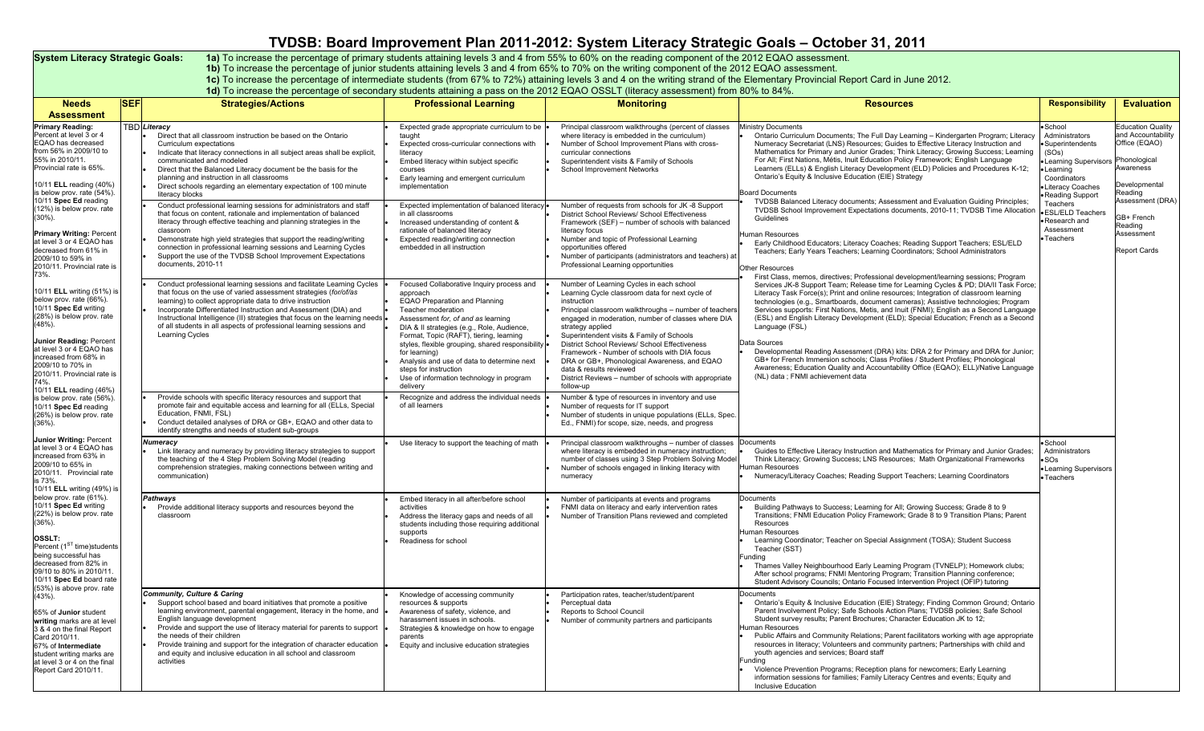# TVDSB: Board Improvement Plan 2011-2012: System Literacy Strategic Goals – October 31, 2011

**System Literacy Strategic Goals:**
**1a)** To increase the percentage of primary students attaining levels 3 and 4 from 55% to 60% on the reading component of the 2012 EQAO assessment.
**1b)** To increase the percentage of junior students attaining levels 3 and 4 from 65% to 70% on the writing component of the 2012 EQAO assessment.
**1c)** To increase the percentage of intermediate students (from 67% to 72%) attaining levels 3 and 4 on the writing strand of the Elementary Provincial Report Card in June 2012.
**1d)** To increase the percentage of secondary students attaining a pass on the 2012 EQAO OSSLT (literacy assessment) from 80% to 84%.

| Needs Assessment | SEF | Strategies/Actions | Professional Learning | Monitoring | Resources | Responsibility | Evaluation |
|---|---|---|---|---|---|---|---|
| **Primary Reading:** Percent at level 3 or 4 EQAO has decreased from 56% in 2009/10 to 55% in 2010/11. Provincial rate is 65%.<br><br>10/11 **ELL** reading (40%) is below prov. rate (54%). 10/11 **Spec Ed** reading (12%) is below prov. rate (30%).<br><br>**Primary Writing:** Percent at level 3 or 4 EQAO has decreased from 61% in 2009/10 to 59% in 2010/11. Provincial rate is 73%.<br><br>10/11 **ELL** writing (51%) is below prov. rate (66%). 10/11 **Spec Ed** writing (28%) is below prov. rate (48%).<br><br>**Junior Reading:** Percent at level 3 or 4 EQAO has increased from 68% in 2009/10 to 70% in 2010/11. Provincial rate is 74%.<br>10/11 **ELL** reading (46%) is below prov. rate (56%). 10/11 **Spec Ed** reading (26%) is below prov. rate (36%).<br><br>**Junior Writing:** Percent at level 3 or 4 EQAO has increased from 63% in 2009/10 to 65% in 2010/11. Provincial rate is 73%.<br>10/11 **ELL** writing (49%) is below prov. rate (61%). 10/11 **Spec Ed** writing (22%) is below prov. rate (36%).<br><br>**OSSLT:** Percent (1[ST] time)students being successful has decreased from 82% in 09/10 to 80% in 2010/11. 10/11 **Spec Ed** board rate (53%) is above prov. rate (43%).<br><br>65% of **Junior** student **writing** marks are at level 3 & 4 on the final Report Card 2010/11.<br>67% of **Intermediate** student writing marks are at level 3 or 4 on the final Report Card 2010/11. | TBD | ***Literacy***<br>• Direct that all classroom instruction be based on the Ontario Curriculum expectations<br>• Indicate that literacy connections in all subject areas shall be explicit, communicated and modeled<br>• Direct that the Balanced Literacy document be the basis for the planning and instruction in all classrooms<br>• Direct schools regarding an elementary expectation of 100 minute literacy blocks | • Expected grade appropriate curriculum to be taught<br>• Expected cross-curricular connections with literacy<br>• Embed literacy within subject specific courses<br>• Early learning and emergent curriculum implementation | • Principal classroom walkthroughs (percent of classes where literacy is embedded in the curriculum)<br>• Number of School Improvement Plans with cross-curricular connections<br>• Superintendent visits & Family of Schools<br>• School Improvement Networks | Ministry Documents<br>• Ontario Curriculum Documents; The Full Day Learning – Kindergarten Program; Literacy Numeracy Secretariat (LNS) Resources; Guides to Effective Literacy Instruction and Mathematics for Primary and Junior Grades; Think Literacy; Growing Success; Learning For All; First Nations, Métis, Inuit Education Policy Framework; English Language Learners (ELLs) & English Literacy Development (ELD) Policies and Procedures K-12; Ontario's Equity & Inclusive Education (EIE) Strategy<br><br>Board Documents<br>• TVDSB Balanced Literacy documents; Assessment and Evaluation Guiding Principles; TVDSB School Improvement Expectations documents, 2010-11; TVDSB Time Allocation Guidelines<br><br>Human Resources<br>• Early Childhood Educators; Literacy Coaches; Reading Support Teachers; ESL/ELD Teachers; Early Years Teachers; Learning Coordinators; School Administrators<br><br>Other Resources<br>• First Class, memos, directives; Professional development/learning sessions; Program Services JK-8 Support Team; Release time for Learning Cycles & PD; DIA/II Task Force; Literacy Task Force(s); Print and online resources; Integration of classroom learning technologies (e.g., Smartboards, document cameras); Assistive technologies; Program Services supports: First Nations, Metis, and Inuit (FNMI); English as a Second Language (ESL) and English Literacy Development (ELD); Special Education; French as a Second Language (FSL)<br><br>Data Sources<br>• Developmental Reading Assessment (DRA) kits: DRA 2 for Primary and DRA for Junior; GB+ for French Immersion schools; Class Profiles / Student Profiles; Phonological Awareness; Education Quality and Accountability Office (EQAO); ELL)/Native Language (NL) data ; FNMI achievement data | • School Administrators<br>• Superintendents (SOs)<br>• Learning Supervisors<br>• Learning Coordinators<br>• Literacy Coaches<br>• Reading Support Teachers<br>• ESL/ELD Teachers<br>• Research and Assessment<br>• Teachers | Education Quality and Accountability Office (EQAO)<br><br>Phonological Awareness<br><br>Developmental Reading Assessment (DRA)<br><br>GB+ French Reading Assessment<br><br>Report Cards |
| | | • Conduct professional learning sessions for administrators and staff that focus on content, rationale and implementation of balanced literacy through effective teaching and planning strategies in the classroom<br>• Demonstrate high yield strategies that support the reading/writing connection in professional learning sessions and Learning Cycles<br>• Support the use of the TVDSB School Improvement Expectations documents, 2010-11 | • Expected implementation of balanced literacy in all classrooms<br>• Increased understanding of content & rationale of balanced literacy<br>• Expected reading/writing connection embedded in all instruction | • Number of requests from schools for JK -8 Support Team<br>• District School Reviews/ School Effectiveness Framework (SEF) – number of schools with balanced literacy focus<br>• Number and topic of Professional Learning opportunities offered<br>• Number of participants (administrators and teachers) at Professional Learning opportunities | | | |
| | | • Conduct professional learning sessions and facilitate Learning Cycles that focus on the use of varied assessment strategies (*for/of/as* learning) to collect appropriate data to drive instruction<br>• Incorporate Differentiated Instruction and Assessment (DIA) and Instructional Intelligence (II) strategies that focus on the learning needs of all students in all aspects of professional learning sessions and Learning Cycles | • Focused Collaborative Inquiry process and approach<br>• EQAO Preparation and Planning<br>• Teacher moderation<br>• Assessment *for, of and as* learning<br>• DIA & II strategies (e.g., Role, Audience, Format, Topic (RAFT), tiering, learning styles, flexible grouping, shared responsibility for learning)<br>• Analysis and use of data to determine next steps for instruction<br>• Use of information technology in program delivery | • Number of Learning Cycles in each school<br>• Learning Cycle classroom data for next cycle of instruction<br>• Principal classroom walkthroughs – number of teachers engaged in moderation, number of classes where DIA strategy applied<br>• Superintendent visits & Family of Schools<br>• District School Reviews/ School Effectiveness Framework - Number of schools with DIA focus<br>• DRA or GB+, Phonological Awareness, and EQAO data & results reviewed<br>• District Reviews – number of schools with appropriate follow-up | | | |
| | | • Provide schools with specific literacy resources and support that promote fair and equitable access and learning for all (ELLs, Special Education, FNMI, FSL)<br>• Conduct detailed analyses of DRA or GB+, EQAO and other data to identify strengths and needs of student sub-groups | • Recognize and address the individual needs of all learners | • Number & type of resources in inventory and use<br>• Number of requests for IT support<br>• Number of students in unique populations (ELLs, Spec. Ed., FNMI) for scope, size, needs, and progress | | | |
| | | ***Numeracy***<br>• Link literacy and numeracy by providing literacy strategies to support the teaching of the 4 Step Problem Solving Model (reading comprehension strategies, making connections between writing and communication) | • Use literacy to support the teaching of math | • Principal classroom walkthroughs – number of classes where literacy is embedded in numeracy instruction; number of classes using 3 Step Problem Solving Model<br>• Number of schools engaged in linking literacy with numeracy | Documents<br>• Guides to Effective Literacy Instruction and Mathematics for Primary and Junior Grades; Think Literacy; Growing Success; LNS Resources; Math Organizational Frameworks<br>Human Resources<br>• Numeracy/Literacy Coaches; Reading Support Teachers; Learning Coordinators | • School Administrators<br>• SOs<br>• Learning Supervisors<br>• Teachers | |
| | | ***Pathways***<br>• Provide additional literacy supports and resources beyond the classroom | • Embed literacy in all after/before school activities<br>• Address the literacy gaps and needs of all students including those requiring additional supports<br>• Readiness for school | • Number of participants at events and programs<br>• FNMI data on literacy and early intervention rates<br>• Number of Transition Plans reviewed and completed | Documents<br>• Building Pathways to Success; Learning for All; Growing Success; Grade 8 to 9 Transitions; FNMI Education Policy Framework; Grade 8 to 9 Transition Plans; Parent Resources<br>Human Resources<br>• Learning Coordinator; Teacher on Special Assignment (TOSA); Student Success Teacher (SST)<br>Funding<br>• Thames Valley Neighbourhood Early Learning Program (TVNELP); Homework clubs; After school programs; FNMI Mentoring Program; Transition Planning conference; Student Advisory Councils; Ontario Focused Intervention Project (OFIP) tutoring | | |
| | | ***Community, Culture & Caring***<br>• Support school based and board initiatives that promote a positive learning environment, parental engagement, literacy in the home, and English language development<br>• Provide and support the use of literacy material for parents to support the needs of their children<br>• Provide training and support for the integration of character education and equity and inclusive education in all school and classroom activities | • Knowledge of accessing community resources & supports<br>• Awareness of safety, violence, and harassment issues in schools.<br>• Strategies & knowledge on how to engage parents<br>• Equity and inclusive education strategies | • Participation rates, teacher/student/parent<br>• Perceptual data<br>• Reports to School Council<br>• Number of community partners and participants | Documents<br>• Ontario's Equity & Inclusive Education (EIE) Strategy; Finding Common Ground; Ontario Parent Involvement Policy; Safe Schools Action Plans; TVDSB policies; Safe School Student survey results; Parent Brochures; Character Education JK to 12;<br>Human Resources<br>• Public Affairs and Community Relations; Parent facilitators working with age appropriate resources in literacy; Volunteers and community partners; Partnerships with child and youth agencies and services; Board staff<br>Funding<br>• Violence Prevention Programs; Reception plans for newcomers; Early Learning information sessions for families; Family Literacy Centres and events; Equity and Inclusive Education | | |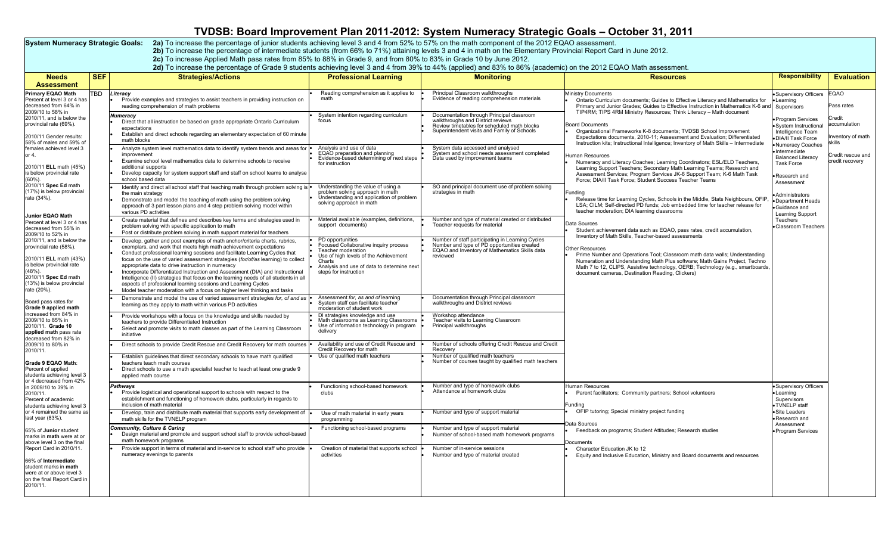# TVDSB: Board Improvement Plan 2011-2012: System Numeracy Strategic Goals – October 31, 2011

**System Numeracy Strategic Goals:**
**2a)** To increase the percentage of junior students achieving level 3 and 4 from 52% to 57% on the math component of the 2012 EQAO assessment.
**2b)** To increase the percentage of intermediate students (from 66% to 71%) attaining levels 3 and 4 in math on the Elementary Provincial Report Card in June 2012.
**2c)** To increase Applied Math pass rates from 85% to 88% in Grade 9, and from 80% to 83% in Grade 10 by June 2012.
**2d)** To increase the percentage of Grade 9 students achieving level 3 and 4 from 39% to 44% (applied) and 83% to 86% (academic) on the 2012 EQAO Math assessment.

| Needs Assessment | SEF | Strategies/Actions | Professional Learning | Monitoring | Resources | Responsibility | Evaluation |
|---|---|---|---|---|---|---|---|
| **Primary EQAO Math** Percent at level 3 or 4 has decreased from 64% in 2009/10 to 58% in 2010/11, and is below the provincial rate (69%).<br><br>2010/11 Gender results: 58% of males and 59% of females achieved level 3 or 4.<br><br>2010/11 **ELL** math (45%) is below provincial rate (60%).<br>2010/11 **Spec Ed** math (17%) is below provincial rate (34%).<br><br>**Junior EQAO Math** Percent at level 3 or 4 has decreased from 55% in 2009/10 to 52% in 2010/11, and is below the provincial rate (58%).<br><br>2010/11 **ELL** math (43%) is below provincial rate (48%).<br>2010/11 **Spec Ed** math (13%) is below provincial rate (20%).<br><br>Board pass rates for **Grade 9 applied math** increased from 84% in 2009/10 to 85% in 2010/11. **Grade 10 applied math** pass rate decreased from 82% in 2009/10 to 80% in 2010/11.<br><br>**Grade 9 EQAO Math**: Percent of applied students achieving level 3 or 4 decreased from 42% in 2009/10 to 39% in 2010/11. Percent of academic students achieving level 3 or 4 remained the same as last year (83%).<br><br>65% of **Junior** student marks in **math** were at or above level 3 on the final Report Card in 2010/11.<br><br>66% of **Intermediate** student marks in **math** were at or above level 3 on the final Report Card in 2010/11. | TBD | *Literacy*<br>• Provide examples and strategies to assist teachers in providing instruction on reading comprehension of math problems | • Reading comprehension as it applies to math | • Principal Classroom walkthroughs<br>• Evidence of reading comprehension materials | Ministry Documents<br>• Ontario Curriculum documents; Guides to Effective Literacy and Mathematics for Primary and Junior Grades; Guides to Effective Instruction in Mathematics K-6 and TIP4RM; TIPS 4RM Ministry Resources; Think Literacy – Math document<br><br>Board Documents<br>• Organizational Frameworks K-8 documents; TVDSB School Improvement Expectations documents, 2010-11; Assessment and Evaluation; Differentiated Instruction kits; Instructional Intelligence; Inventory of Math Skills – Intermediate<br><br>Human Resources<br>• Numeracy and Literacy Coaches; Learning Coordinators; ESL/ELD Teachers, Learning Support Teachers; Secondary Math Learning Teams; Research and Assessment Services; Program Services JK-6 Support Team; K-6 Math Task Force; DIA/II Task Force; Student Success Teacher Teams<br><br>Funding<br>• Release time for Learning Cycles, Schools in the Middle, Stats Neighbours, OFIP LSA; CILM; Self-directed PD funds; Job embedded time for teacher release for teacher moderation; DIA learning classrooms<br><br>Data Sources<br>• Student achievement data such as EQAO, pass rates, credit accumulation, Inventory of Math Skills, Teacher-based assessments<br><br>Other Resources<br>• Prime Number and Operations Tool; Classroom math data walls; Understanding Numeration and Understanding Math Plus software; Math Gains Project, Techno Math 7 to 12, CLIPS, Assistive technology, OERB; Technology (e.g., smartboards, document cameras, Destination Reading, Clickers) | • Supervisory Officers<br>• Learning Supervisors<br><br>• Program Services<br>• System Instructional Intelligence Team<br>• DIA/II Task Force<br>• Numeracy Coaches<br>• Intermediate Balanced Literacy Task Force<br><br>• Research and Assessment<br><br>• Administrators<br>• Department Heads<br>• Guidance and Learning Support Teachers<br>• Classroom Teachers | EQAO<br><br>Pass rates<br><br>Credit accumulation<br><br>Inventory of math skills<br><br>Credit rescue and credit recovery |
| | | *Numeracy*<br>• Direct that all instruction be based on grade appropriate Ontario Curriculum expectations<br>• Establish and direct schools regarding an elementary expectation of 60 minute math blocks | • System intention regarding curriculum focus | • Documentation through Principal classroom walkthroughs and District reviews<br>• Review timetables for scheduled math blocks<br>• Superintendent visits and Family of Schools | | | |
| | | • Analyze system level mathematics data to identify system trends and areas for improvement<br>• Examine school level mathematics data to determine schools to receive additional supports<br>• Develop capacity for system support staff and staff on school teams to analyse school based data | • Analysis and use of data<br>• EQAO preparation and planning<br>• Evidence-based determining of next steps for instruction | • System data accessed and analysed<br>• System and school needs assessment completed<br>• Data used by improvement teams | | | |
| | | • Identify and direct all school staff that teaching math through problem solving is the main strategy<br>• Demonstrate and model the teaching of math using the problem solving approach of 3 part lesson plans and 4 step problem solving model within various PD activities | • Understanding the value of using a problem solving approach in math<br>• Understanding and application of problem solving approach in math | • SO and principal document use of problem solving strategies in math | | | |
| | | • Create material that defines and describes key terms and strategies used in problem solving with specific application to math<br>• Post or distribute problem solving in math support material for teachers | • Material available (examples, definitions, support documents) | • Number and type of material created or distributed<br>• Teacher requests for material | | | |
| | | • Develop, gather and post examples of math anchor/criteria charts, rubrics, exemplars, and work that meets high math achievement expectations<br>• Conduct professional learning sessions and facilitate Learning Cycles that focus on the use of varied assessment strategies (*for/of/as* learning) to collect appropriate data to drive instruction in numeracy<br>• Incorporate Differentiated Instruction and Assessment (DIA) and Instructional Intelligence (II) strategies that focus on the learning needs of all students in all aspects of professional learning sessions and Learning Cycles<br>• Model teacher moderation with a focus on higher level thinking and tasks | • PD opportunities<br>• Focused Collaborative inquiry process<br>• Teacher moderation<br>• Use of high levels of the Achievement Charts<br>• Analysis and use of data to determine next steps for instruction | • Number of staff participating in Learning Cycles<br>• Number and type of PD opportunities created<br>• EQAO and Inventory of Mathematics Skills data reviewed | | | |
| | | • Demonstrate and model the use of varied assessment strategies *for, of and as* learning as they apply to math within various PD activities | • Assessment *for, as and of* learning<br>• System staff can facilitate teacher moderation of student work | • Documentation through Principal classroom walkthroughs and District reviews | | | |
| | | • Provide workshops with a focus on the knowledge and skills needed by teachers to provide Differentiated Instruction<br>• Select and promote visits to math classes as part of the Learning Classroom initiative | • DI strategies knowledge and use<br>• Math classrooms as Learning Classrooms<br>• Use of information technology in program delivery | • Workshop attendance<br>• Teacher visits to Learning Classroom<br>• Principal walkthroughs | | | |
| | | • Direct schools to provide Credit Rescue and Credit Recovery for math courses | • Availability and use of Credit Rescue and Credit Recovery for math | • Number of schools offering Credit Rescue and Credit Recovery | | | |
| | | • Establish guidelines that direct secondary schools to have math qualified teachers teach math courses<br>• Direct schools to use a math specialist teacher to teach at least one grade 9 applied math course | • Use of qualified math teachers | • Number of qualified math teachers<br>• Number of courses taught by qualified math teachers | | | |
| | | *Pathways*<br>• Provide logistical and operational support to schools with respect to the establishment and functioning of homework clubs, particularly in regards to inclusion of math material | • Functioning school-based homework clubs | • Number and type of homework clubs<br>• Attendance at homework clubs | Human Resources<br>• Parent facilitators; Community partners; School volunteers<br><br>Funding<br>• OFIP tutoring; Special ministry project funding<br><br>Data Sources<br>• Feedback on programs; Student Attitudes; Research studies<br><br>Documents<br>• Character Education JK to 12<br>• Equity and Inclusive Education, Ministry and Board documents and resources | • Supervisory Officers<br>• Learning Supervisors<br>• TVNELP staff<br>• Site Leaders<br>• Research and Assessment<br>• Program Services | |
| | | • Develop, train and distribute math material that supports early development of math skills for the TVNELP program | • Use of math material in early years programming | • Number and type of support material | | | |
| | | *Community, Culture & Caring*<br>• Design material and promote and support school staff to provide school-based math homework programs | • Functioning school-based programs | • Number and type of support material<br>• Number of school-based math homework programs | | | |
| | | • Provide support in terms of material and in-service to school staff who provide numeracy evenings to parents | • Creation of material that supports school activities | • Number of in-service sessions<br>• Number and type of material created | | | |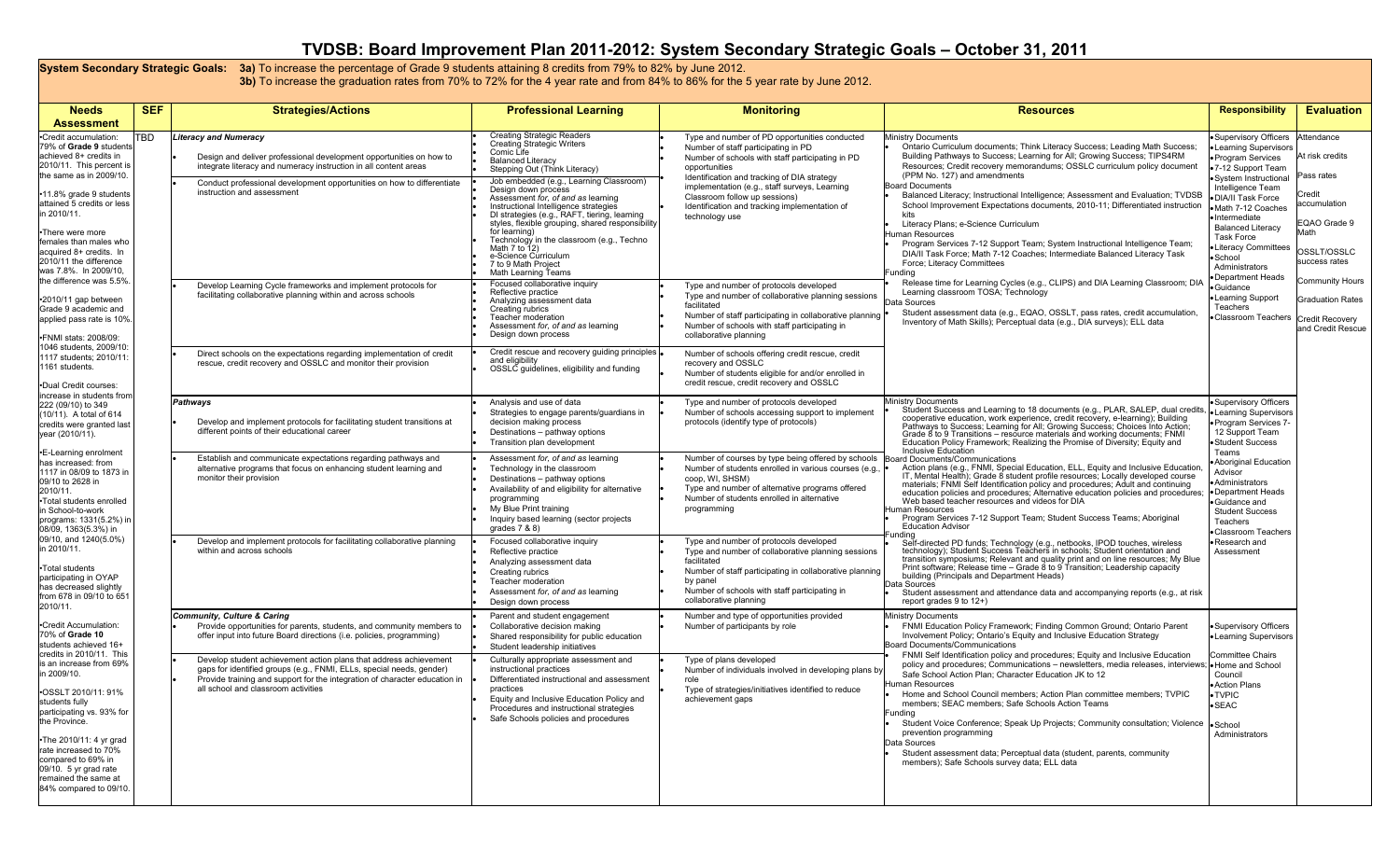# TVDSB: Board Improvement Plan 2011-2012: System Secondary Strategic Goals – October 31, 2011

**System Secondary Strategic Goals:** **3a)** To increase the percentage of Grade 9 students attaining 8 credits from 79% to 82% by June 2012.
**3b)** To increase the graduation rates from 70% to 72% for the 4 year rate and from 84% to 86% for the 5 year rate by June 2012.

| Needs Assessment | SEF | Strategies/Actions | Professional Learning | Monitoring | Resources | Responsibility | Evaluation |
|---|---|---|---|---|---|---|---|
| •Credit accumulation: 79% of **Grade 9** students achieved 8+ credits in 2010/11. This percent is the same as in 2009/10.<br><br>•11.8% grade 9 students attained 5 credits or less in 2010/11.<br><br>•There were more females than males who acquired 8+ credits. In 2010/11 the difference was 7.8%. In 2009/10, the difference was 5.5%.<br><br>•2010/11 gap between Grade 9 academic and applied pass rate is 10%.<br><br>•FNMI stats: 2008/09: 1046 students, 2009/10: 1117 students; 2010/11: 1161 students.<br><br>•Dual Credit courses: increase in students from 222 (09/10) to 349 (10/11). A total of 614 credits were granted last year (2010/11).<br><br>•E-Learning enrolment has increased: from 1117 in 08/09 to 1873 in 09/10 to 2628 in 2010/11.<br>•Total students enrolled in School-to-work programs: 1331(5.2%) in 08/09, 1363(5.3%) in 09/10, and 1240(5.0%) in 2010/11.<br><br>•Total students participating in OYAP has decreased slightly from 678 in 09/10 to 651 2010/11. | TBD | ***Literacy and Numeracy***<br>• Design and deliver professional development opportunities on how to integrate literacy and numeracy instruction in all content areas<br>• Conduct professional development opportunities on how to differentiate instruction and assessment | • Creating Strategic Readers<br>• Creating Strategic Writers<br>• Comic Life<br>• Balanced Literacy<br>• Stepping Out (Think Literacy)<br>• Job embedded (e.g., Learning Classroom)<br>• Design down process<br>• Assessment *for, of and as* learning<br>• Instructional Intelligence strategies<br>• DI strategies (e.g., RAFT, tiering, learning styles, flexible grouping, shared responsibility for learning)<br>• Technology in the classroom (e.g., Techno Math 7 to 12)<br>• e-Science Curriculum<br>• 7 to 9 Math Project<br>• Math Learning Teams | • Type and number of PD opportunities conducted<br>• Number of staff participating in PD<br>• Number of schools with staff participating in PD opportunities<br>• Identification and tracking of DIA strategy implementation (e.g., staff surveys, Learning Classroom follow up sessions)<br>• Identification and tracking implementation of technology use | Ministry Documents<br>• Ontario Curriculum documents; Think Literacy Success; Leading Math Success; Building Pathways to Success; Learning for All; Growing Success; TIPS4RM Resources; Credit recovery memorandums; OSSLC curriculum policy document (PPM No. 127) and amendments<br>Board Documents<br>• Balanced Literacy; Instructional Intelligence; Assessment and Evaluation; TVDSB School Improvement Expectations documents, 2010-11; Differentiated instruction kits<br>• Literacy Plans; e-Science Curriculum<br>Human Resources<br>• Program Services 7-12 Support Team; System Instructional Intelligence Team; DIA/II Task Force; Math 7-12 Coaches; Intermediate Balanced Literacy Task Force; Literacy Committees<br>Funding<br>• Release time for Learning Cycles (e.g., CLIPS) and DIA Learning Classroom; DIA Learning classroom TOSA; Technology<br>Data Sources<br>• Student assessment data (e.g., EQAO, OSSLT, pass rates, credit accumulation, Inventory of Math Skills); Perceptual data (e.g., DIA surveys); ELL data | •Supervisory Officers<br>•Learning Supervisors<br>•Program Services<br>•7-12 Support Team<br>•System Instructional Intelligence Team<br>•DIA/II Task Force<br>•Math 7-12 Coaches<br>•Intermediate Balanced Literacy Task Force<br>•Literacy Committees<br>•School Administrators<br>•Department Heads<br>•Guidance<br>•Learning Support Teachers<br>•Classroom Teachers | Attendance<br><br>At risk credits<br><br>Pass rates<br><br>Credit accumulation<br><br>EQAO Grade 9 Math<br><br>OSSLT/OSSLC success rates<br><br>Community Hours<br><br>Graduation Rates<br><br>Credit Recovery and Credit Rescue |
| | | • Develop Learning Cycle frameworks and implement protocols for facilitating collaborative planning within and across schools | • Focused collaborative inquiry<br>• Reflective practice<br>• Analyzing assessment data<br>• Creating rubrics<br>• Teacher moderation<br>• Assessment *for, of and as* learning<br>• Design down process | • Type and number of protocols developed<br>• Type and number of collaborative planning sessions facilitated<br>• Number of staff participating in collaborative planning<br>• Number of schools with staff participating in collaborative planning | | | |
| | | • Direct schools on the expectations regarding implementation of credit rescue, credit recovery and OSSLC and monitor their provision | • Credit rescue and recovery guiding principles and eligibility<br>• OSSLC guidelines, eligibility and funding | • Number of schools offering credit rescue, credit recovery and OSSLC<br>• Number of students eligible for and/or enrolled in credit rescue, credit recovery and OSSLC | | | |
| | | ***Pathways***<br>• Develop and implement protocols for facilitating student transitions at different points of their educational career | • Analysis and use of data<br>• Strategies to engage parents/guardians in decision making process<br>• Destinations – pathway options<br>• Transition plan development | • Type and number of protocols developed<br>• Number of schools accessing support to implement protocols (identify type of protocols) | Ministry Documents<br>• Student Success and Learning to 18 documents (e.g., PLAR, SALEP, dual credits, cooperative education, work experience, credit recovery, e-learning); Building Pathways to Success; Learning for All; Growing Success; Choices Into Action; Grade 8 to 9 Transitions – resource materials and working documents; FNMI Education Policy Framework; Realizing the Promise of Diversity; Equity and Inclusive Education<br>Board Documents/Communications<br>• Action plans (e.g., FNMI, Special Education, ELL, Equity and Inclusive Education, IT, Mental Health); Grade 8 student profile resources; Locally developed course materials; FNMI Self Identification policy and procedures; Adult and continuing education policies and procedures; Alternative education policies and procedures; Web based teacher resources and videos for DIA<br>Human Resources<br>• Program Services 7-12 Support Team; Student Success Teams; Aboriginal Education Advisor<br>Funding<br>• Self-directed PD funds; Technology (e.g., netbooks, IPOD touches, wireless technology); Student Success Teachers in schools; Student orientation and transition symposiums; Relevant and quality print and on line resources; My Blue Print software; Release time – Grade 8 to 9 Transition; Leadership capacity building (Principals and Department Heads)<br>Data Sources<br>• Student assessment and attendance data and accompanying reports (e.g., at risk report grades 9 to 12+) | •Supervisory Officers<br>•Learning Supervisors<br>•Program Services 7-12 Support Team<br>•Student Success Teams<br>•Aboriginal Education Advisor<br>•Administrators<br>•Department Heads<br>•Guidance and Student Success Teachers<br>•Classroom Teachers<br>•Research and Assessment | |
| | | • Establish and communicate expectations regarding pathways and alternative programs that focus on enhancing student learning and monitor their provision | • Assessment *for, of and as* learning<br>• Technology in the classroom<br>• Destinations – pathway options<br>• Availability of and eligibility for alternative programming<br>• My Blue Print training<br>• Inquiry based learning (sector projects grades 7 & 8) | • Number of courses by type being offered by schools<br>• Number of students enrolled in various courses (e.g., coop, WI, SHSM)<br>• Type and number of alternative programs offered<br>• Number of students enrolled in alternative programming | | | |
| | | • Develop and implement protocols for facilitating collaborative planning within and across schools | • Focused collaborative inquiry<br>• Reflective practice<br>• Analyzing assessment data<br>• Creating rubrics<br>• Teacher moderation<br>• Assessment *for, of and as* learning<br>• Design down process | • Type and number of protocols developed<br>• Type and number of collaborative planning sessions facilitated<br>• Number of staff participating in collaborative planning by panel<br>• Number of schools with staff participating in collaborative planning | | | |
| •Credit Accumulation: 70% of **Grade 10** students achieved 16+ credits in 2010/11. This is an increase from 69% in 2009/10.<br><br>•OSSLT 2010/11: 91% students fully participating vs. 93% for the Province.<br><br>•The 2010/11: 4 yr grad rate increased to 70% compared to 69% in 09/10. 5 yr grad rate remained the same at 84% compared to 09/10. | | ***Community, Culture & Caring***<br>• Provide opportunities for parents, students, and community members to offer input into future Board directions (i.e. policies, programming) | • Parent and student engagement<br>• Collaborative decision making<br>• Shared responsibility for public education<br>• Student leadership initiatives | • Number and type of opportunities provided<br>• Number of participants by role | Ministry Documents<br>• FNMI Education Policy Framework; Finding Common Ground; Ontario Parent Involvement Policy; Ontario's Equity and Inclusive Education Strategy<br>Board Documents/Communications<br>• FNMI Self Identification policy and procedures; Equity and Inclusive Education policy and procedures; Communications – newsletters, media releases, interviews; Safe School Action Plan; Character Education JK to 12<br>Human Resources<br>• Home and School Council members; Action Plan committee members; TVPIC members; SEAC members; Safe Schools Action Teams<br>Funding<br>• Student Voice Conference; Speak Up Projects; Community consultation; Violence prevention programming<br>Data Sources<br>• Student assessment data; Perceptual data (student, parents, community members); Safe Schools survey data; ELL data | •Supervisory Officers<br>•Learning Supervisors<br><br>Committee Chairs<br>•Home and School Council<br>•Action Plans<br>•TVPIC<br>•SEAC<br><br>•School Administrators | |
| | | • Develop student achievement action plans that address achievement gaps for identified groups (e.g., FNMI, ELLs, special needs, gender)<br>• Provide training and support for the integration of character education in all school and classroom activities | • Culturally appropriate assessment and instructional practices<br>• Differentiated instructional and assessment practices<br>• Equity and Inclusive Education Policy and Procedures and instructional strategies<br>• Safe Schools policies and procedures | • Type of plans developed<br>• Number of individuals involved in developing plans by role<br>• Type of strategies/initiatives identified to reduce achievement gaps | | | |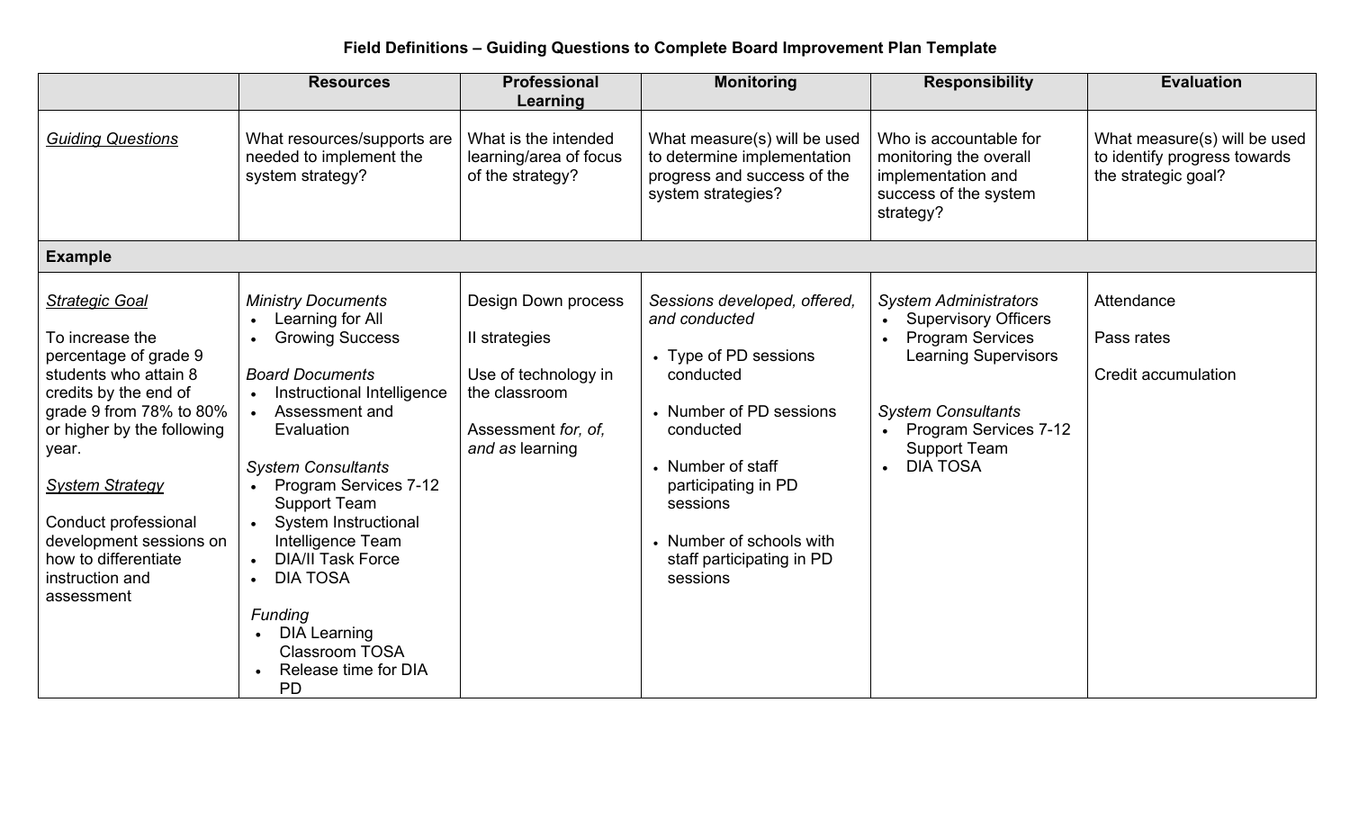# Field Definitions – Guiding Questions to Complete Board Improvement Plan Template

| | Resources | Professional Learning | Monitoring | Responsibility | Evaluation |
|---|---|---|---|---|---|
| *Guiding Questions* | What resources/supports are needed to implement the system strategy? | What is the intended learning/area of focus of the strategy? | What measure(s) will be used to determine implementation progress and success of the system strategies? | Who is accountable for monitoring the overall implementation and success of the system strategy? | What measure(s) will be used to identify progress towards the strategic goal? |
| **Example** | | | | | |
| *Strategic Goal*<br><br>To increase the percentage of grade 9 students who attain 8 credits by the end of grade 9 from 78% to 80% or higher by the following year.<br><br>*System Strategy*<br><br>Conduct professional development sessions on how to differentiate instruction and assessment | *Ministry Documents*<br>• Learning for All<br>• Growing Success<br><br>*Board Documents*<br>• Instructional Intelligence<br>• Assessment and Evaluation<br><br>*System Consultants*<br>• Program Services 7-12 Support Team<br>• System Instructional Intelligence Team<br>• DIA/II Task Force<br>• DIA TOSA<br><br>*Funding*<br>• DIA Learning Classroom TOSA<br>• Release time for DIA PD | Design Down process<br><br>II strategies<br><br>Use of technology in the classroom<br><br>Assessment *for, of, and as* learning | *Sessions developed, offered, and conducted*<br><br>• Type of PD sessions conducted<br><br>• Number of PD sessions conducted<br><br>• Number of staff participating in PD sessions<br><br>• Number of schools with staff participating in PD sessions | *System Administrators*<br>• Supervisory Officers<br>• Program Services Learning Supervisors<br><br>*System Consultants*<br>• Program Services 7-12 Support Team<br>• DIA TOSA | Attendance<br><br>Pass rates<br><br>Credit accumulation |